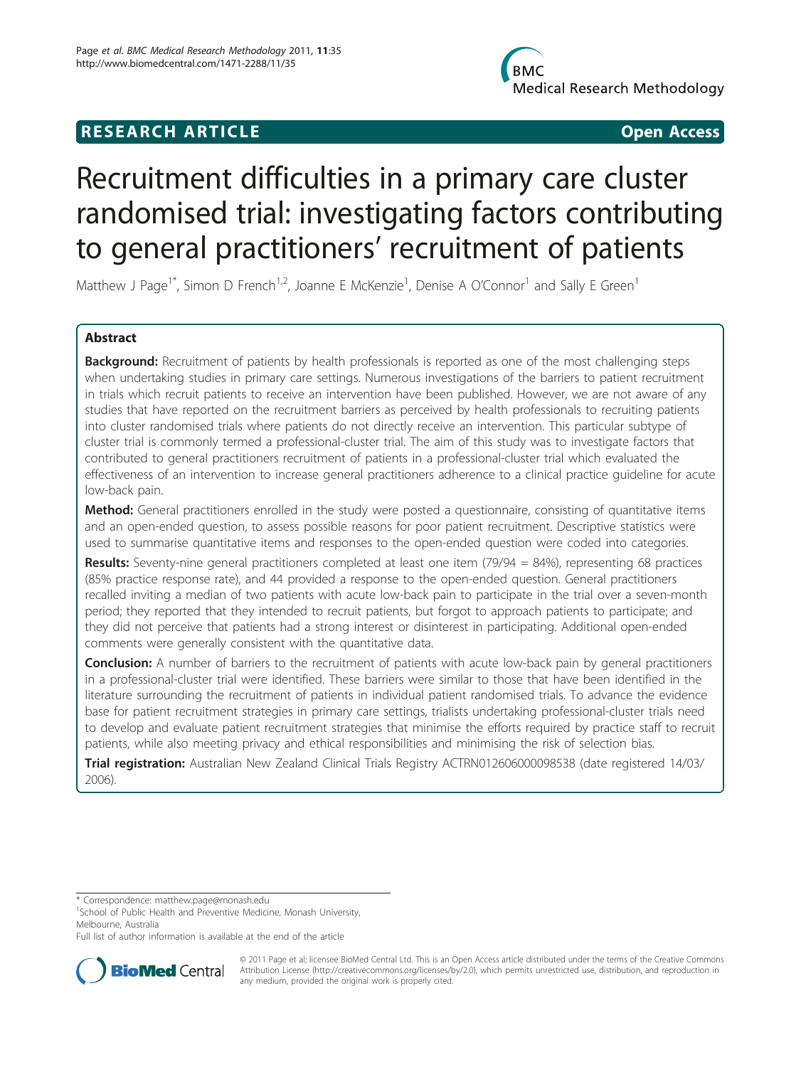RESEARCH ARTICLE Open Access

# Recruitment difficulties in a primary care cluster randomised trial: investigating factors contributing to general practitioners' recruitment of patients

Matthew J Page[1*], Simon D French[1,2], Joanne E McKenzie[1], Denise A O'Connor[1] and Sally E Green[1]

## Abstract

**Background:** Recruitment of patients by health professionals is reported as one of the most challenging steps when undertaking studies in primary care settings. Numerous investigations of the barriers to patient recruitment in trials which recruit patients to receive an intervention have been published. However, we are not aware of any studies that have reported on the recruitment barriers as perceived by health professionals to recruiting patients into cluster randomised trials where patients do not directly receive an intervention. This particular subtype of cluster trial is commonly termed a professional-cluster trial. The aim of this study was to investigate factors that contributed to general practitioners recruitment of patients in a professional-cluster trial which evaluated the effectiveness of an intervention to increase general practitioners adherence to a clinical practice guideline for acute low-back pain.

**Method:** General practitioners enrolled in the study were posted a questionnaire, consisting of quantitative items and an open-ended question, to assess possible reasons for poor patient recruitment. Descriptive statistics were used to summarise quantitative items and responses to the open-ended question were coded into categories.

**Results:** Seventy-nine general practitioners completed at least one item (79/94 = 84%), representing 68 practices (85% practice response rate), and 44 provided a response to the open-ended question. General practitioners recalled inviting a median of two patients with acute low-back pain to participate in the trial over a seven-month period; they reported that they intended to recruit patients, but forgot to approach patients to participate; and they did not perceive that patients had a strong interest or disinterest in participating. Additional open-ended comments were generally consistent with the quantitative data.

**Conclusion:** A number of barriers to the recruitment of patients with acute low-back pain by general practitioners in a professional-cluster trial were identified. These barriers were similar to those that have been identified in the literature surrounding the recruitment of patients in individual patient randomised trials. To advance the evidence base for patient recruitment strategies in primary care settings, trialists undertaking professional-cluster trials need to develop and evaluate patient recruitment strategies that minimise the efforts required by practice staff to recruit patients, while also meeting privacy and ethical responsibilities and minimising the risk of selection bias.

**Trial registration:** Australian New Zealand Clinical Trials Registry ACTRN012606000098538 (date registered 14/03/2006).

* Correspondence: matthew.page@monash.edu
[1]School of Public Health and Preventive Medicine, Monash University, Melbourne, Australia
Full list of author information is available at the end of the article

© 2011 Page et al; licensee BioMed Central Ltd. This is an Open Access article distributed under the terms of the Creative Commons Attribution License (http://creativecommons.org/licenses/by/2.0), which permits unrestricted use, distribution, and reproduction in any medium, provided the original work is properly cited.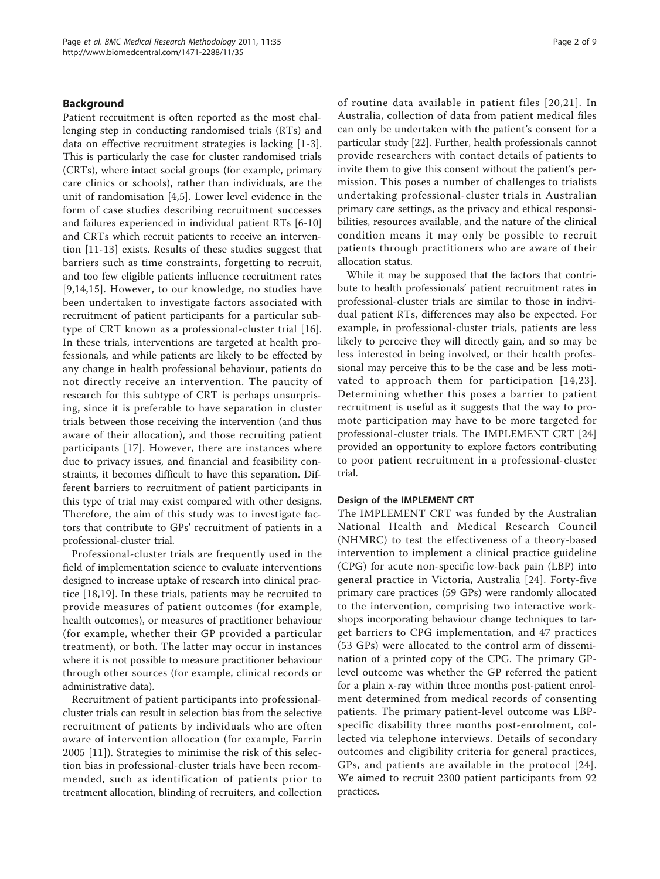## Background

Patient recruitment is often reported as the most challenging step in conducting randomised trials (RTs) and data on effective recruitment strategies is lacking [1-3]. This is particularly the case for cluster randomised trials (CRTs), where intact social groups (for example, primary care clinics or schools), rather than individuals, are the unit of randomisation [4,5]. Lower level evidence in the form of case studies describing recruitment successes and failures experienced in individual patient RTs [6-10] and CRTs which recruit patients to receive an intervention [11-13] exists. Results of these studies suggest that barriers such as time constraints, forgetting to recruit, and too few eligible patients influence recruitment rates [9,14,15]. However, to our knowledge, no studies have been undertaken to investigate factors associated with recruitment of patient participants for a particular subtype of CRT known as a professional-cluster trial [16]. In these trials, interventions are targeted at health professionals, and while patients are likely to be effected by any change in health professional behaviour, patients do not directly receive an intervention. The paucity of research for this subtype of CRT is perhaps unsurprising, since it is preferable to have separation in cluster trials between those receiving the intervention (and thus aware of their allocation), and those recruiting patient participants [17]. However, there are instances where due to privacy issues, and financial and feasibility constraints, it becomes difficult to have this separation. Different barriers to recruitment of patient participants in this type of trial may exist compared with other designs. Therefore, the aim of this study was to investigate factors that contribute to GPs' recruitment of patients in a professional-cluster trial.

Professional-cluster trials are frequently used in the field of implementation science to evaluate interventions designed to increase uptake of research into clinical practice [18,19]. In these trials, patients may be recruited to provide measures of patient outcomes (for example, health outcomes), or measures of practitioner behaviour (for example, whether their GP provided a particular treatment), or both. The latter may occur in instances where it is not possible to measure practitioner behaviour through other sources (for example, clinical records or administrative data).

Recruitment of patient participants into professional-cluster trials can result in selection bias from the selective recruitment of patients by individuals who are often aware of intervention allocation (for example, Farrin 2005 [11]). Strategies to minimise the risk of this selection bias in professional-cluster trials have been recommended, such as identification of patients prior to treatment allocation, blinding of recruiters, and collection of routine data available in patient files [20,21]. In Australia, collection of data from patient medical files can only be undertaken with the patient's consent for a particular study [22]. Further, health professionals cannot provide researchers with contact details of patients to invite them to give this consent without the patient's permission. This poses a number of challenges to trialists undertaking professional-cluster trials in Australian primary care settings, as the privacy and ethical responsibilities, resources available, and the nature of the clinical condition means it may only be possible to recruit patients through practitioners who are aware of their allocation status.

While it may be supposed that the factors that contribute to health professionals' patient recruitment rates in professional-cluster trials are similar to those in individual patient RTs, differences may also be expected. For example, in professional-cluster trials, patients are less likely to perceive they will directly gain, and so may be less interested in being involved, or their health professional may perceive this to be the case and be less motivated to approach them for participation [14,23]. Determining whether this poses a barrier to patient recruitment is useful as it suggests that the way to promote participation may have to be more targeted for professional-cluster trials. The IMPLEMENT CRT [24] provided an opportunity to explore factors contributing to poor patient recruitment in a professional-cluster trial.

### Design of the IMPLEMENT CRT

The IMPLEMENT CRT was funded by the Australian National Health and Medical Research Council (NHMRC) to test the effectiveness of a theory-based intervention to implement a clinical practice guideline (CPG) for acute non-specific low-back pain (LBP) into general practice in Victoria, Australia [24]. Forty-five primary care practices (59 GPs) were randomly allocated to the intervention, comprising two interactive workshops incorporating behaviour change techniques to target barriers to CPG implementation, and 47 practices (53 GPs) were allocated to the control arm of dissemination of a printed copy of the CPG. The primary GP-level outcome was whether the GP referred the patient for a plain x-ray within three months post-patient enrolment determined from medical records of consenting patients. The primary patient-level outcome was LBP-specific disability three months post-enrolment, collected via telephone interviews. Details of secondary outcomes and eligibility criteria for general practices, GPs, and patients are available in the protocol [24]. We aimed to recruit 2300 patient participants from 92 practices.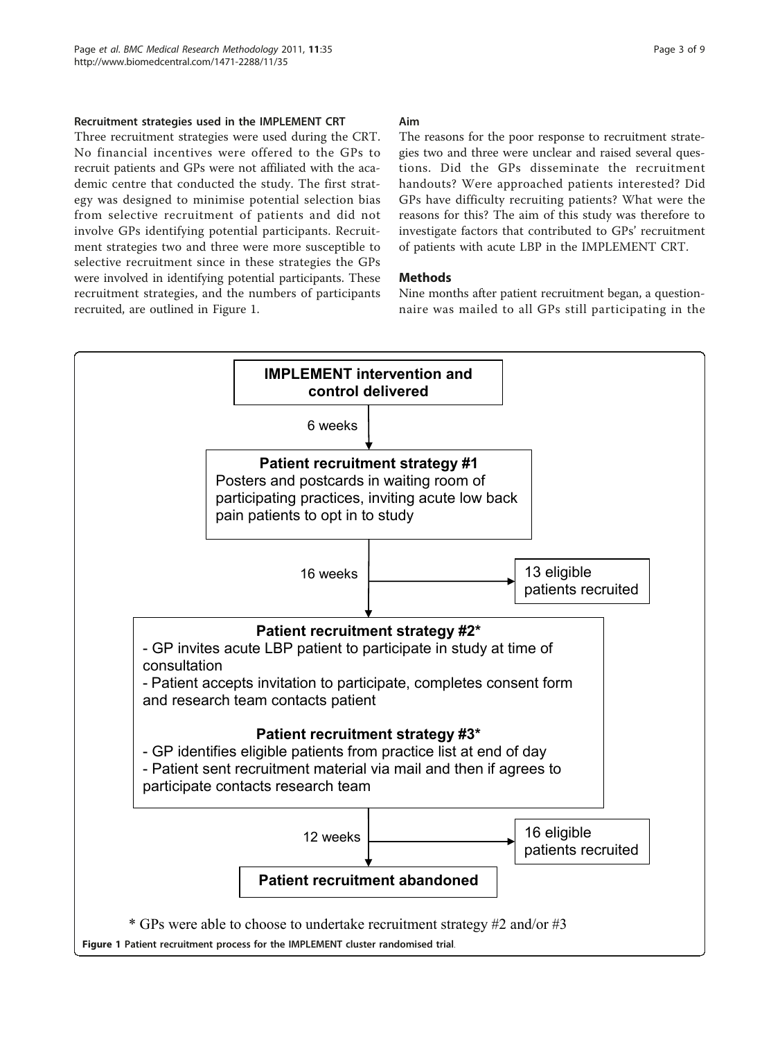### Recruitment strategies used in the IMPLEMENT CRT

Three recruitment strategies were used during the CRT. No financial incentives were offered to the GPs to recruit patients and GPs were not affiliated with the academic centre that conducted the study. The first strategy was designed to minimise potential selection bias from selective recruitment of patients and did not involve GPs identifying potential participants. Recruitment strategies two and three were more susceptible to selective recruitment since in these strategies the GPs were involved in identifying potential participants. These recruitment strategies, and the numbers of participants recruited, are outlined in Figure 1.

### Aim

The reasons for the poor response to recruitment strategies two and three were unclear and raised several questions. Did the GPs disseminate the recruitment handouts? Were approached patients interested? Did GPs have difficulty recruiting patients? What were the reasons for this? The aim of this study was therefore to investigate factors that contributed to GPs' recruitment of patients with acute LBP in the IMPLEMENT CRT.

## Methods

Nine months after patient recruitment began, a questionnaire was mailed to all GPs still participating in the

**IMPLEMENT intervention and control delivered**

6 weeks

**Patient recruitment strategy #1**
Posters and postcards in waiting room of participating practices, inviting acute low back pain patients to opt in to study

16 weeks → 13 eligible patients recruited

**Patient recruitment strategy #2***
- GP invites acute LBP patient to participate in study at time of consultation
- Patient accepts invitation to participate, completes consent form and research team contacts patient

**Patient recruitment strategy #3***
- GP identifies eligible patients from practice list at end of day
- Patient sent recruitment material via mail and then if agrees to participate contacts research team

12 weeks → 16 eligible patients recruited

**Patient recruitment abandoned**

* GPs were able to choose to undertake recruitment strategy #2 and/or #3

**Figure 1 Patient recruitment process for the IMPLEMENT cluster randomised trial**.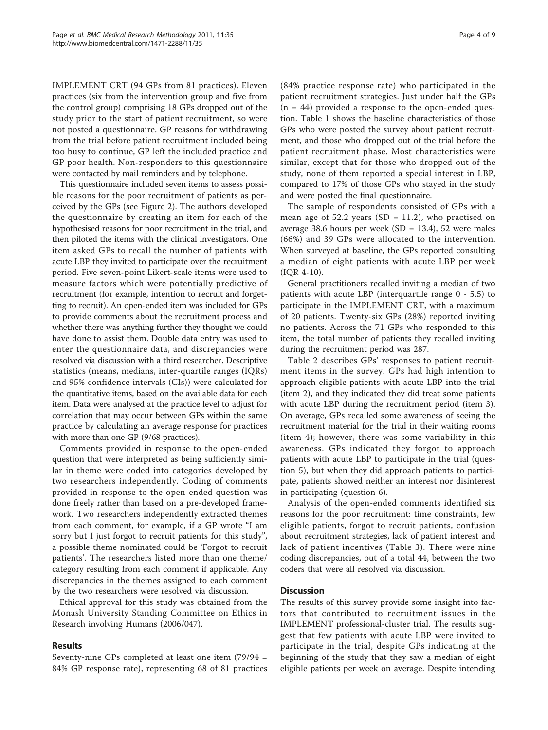IMPLEMENT CRT (94 GPs from 81 practices). Eleven practices (six from the intervention group and five from the control group) comprising 18 GPs dropped out of the study prior to the start of patient recruitment, so were not posted a questionnaire. GP reasons for withdrawing from the trial before patient recruitment included being too busy to continue, GP left the included practice and GP poor health. Non-responders to this questionnaire were contacted by mail reminders and by telephone.

This questionnaire included seven items to assess possible reasons for the poor recruitment of patients as perceived by the GPs (see Figure 2). The authors developed the questionnaire by creating an item for each of the hypothesised reasons for poor recruitment in the trial, and then piloted the items with the clinical investigators. One item asked GPs to recall the number of patients with acute LBP they invited to participate over the recruitment period. Five seven-point Likert-scale items were used to measure factors which were potentially predictive of recruitment (for example, intention to recruit and forgetting to recruit). An open-ended item was included for GPs to provide comments about the recruitment process and whether there was anything further they thought we could have done to assist them. Double data entry was used to enter the questionnaire data, and discrepancies were resolved via discussion with a third researcher. Descriptive statistics (means, medians, inter-quartile ranges (IQRs) and 95% confidence intervals (CIs)) were calculated for the quantitative items, based on the available data for each item. Data were analysed at the practice level to adjust for correlation that may occur between GPs within the same practice by calculating an average response for practices with more than one GP (9/68 practices).

Comments provided in response to the open-ended question that were interpreted as being sufficiently similar in theme were coded into categories developed by two researchers independently. Coding of comments provided in response to the open-ended question was done freely rather than based on a pre-developed framework. Two researchers independently extracted themes from each comment, for example, if a GP wrote "I am sorry but I just forgot to recruit patients for this study", a possible theme nominated could be 'Forgot to recruit patients'. The researchers listed more than one theme/category resulting from each comment if applicable. Any discrepancies in the themes assigned to each comment by the two researchers were resolved via discussion.

Ethical approval for this study was obtained from the Monash University Standing Committee on Ethics in Research involving Humans (2006/047).

## Results

Seventy-nine GPs completed at least one item (79/94 = 84% GP response rate), representing 68 of 81 practices (84% practice response rate) who participated in the patient recruitment strategies. Just under half the GPs (n = 44) provided a response to the open-ended question. Table 1 shows the baseline characteristics of those GPs who were posted the survey about patient recruitment, and those who dropped out of the trial before the patient recruitment phase. Most characteristics were similar, except that for those who dropped out of the study, none of them reported a special interest in LBP, compared to 17% of those GPs who stayed in the study and were posted the final questionnaire.

The sample of respondents consisted of GPs with a mean age of 52.2 years (SD = 11.2), who practised on average 38.6 hours per week (SD = 13.4), 52 were males (66%) and 39 GPs were allocated to the intervention. When surveyed at baseline, the GPs reported consulting a median of eight patients with acute LBP per week (IQR 4-10).

General practitioners recalled inviting a median of two patients with acute LBP (interquartile range 0 - 5.5) to participate in the IMPLEMENT CRT, with a maximum of 20 patients. Twenty-six GPs (28%) reported inviting no patients. Across the 71 GPs who responded to this item, the total number of patients they recalled inviting during the recruitment period was 287.

Table 2 describes GPs' responses to patient recruitment items in the survey. GPs had high intention to approach eligible patients with acute LBP into the trial (item 2), and they indicated they did treat some patients with acute LBP during the recruitment period (item 3). On average, GPs recalled some awareness of seeing the recruitment material for the trial in their waiting rooms (item 4); however, there was some variability in this awareness. GPs indicated they forgot to approach patients with acute LBP to participate in the trial (question 5), but when they did approach patients to participate, patients showed neither an interest nor disinterest in participating (question 6).

Analysis of the open-ended comments identified six reasons for the poor recruitment: time constraints, few eligible patients, forgot to recruit patients, confusion about recruitment strategies, lack of patient interest and lack of patient incentives (Table 3). There were nine coding discrepancies, out of a total 44, between the two coders that were all resolved via discussion.

## Discussion

The results of this survey provide some insight into factors that contributed to recruitment issues in the IMPLEMENT professional-cluster trial. The results suggest that few patients with acute LBP were invited to participate in the trial, despite GPs indicating at the beginning of the study that they saw a median of eight eligible patients per week on average. Despite intending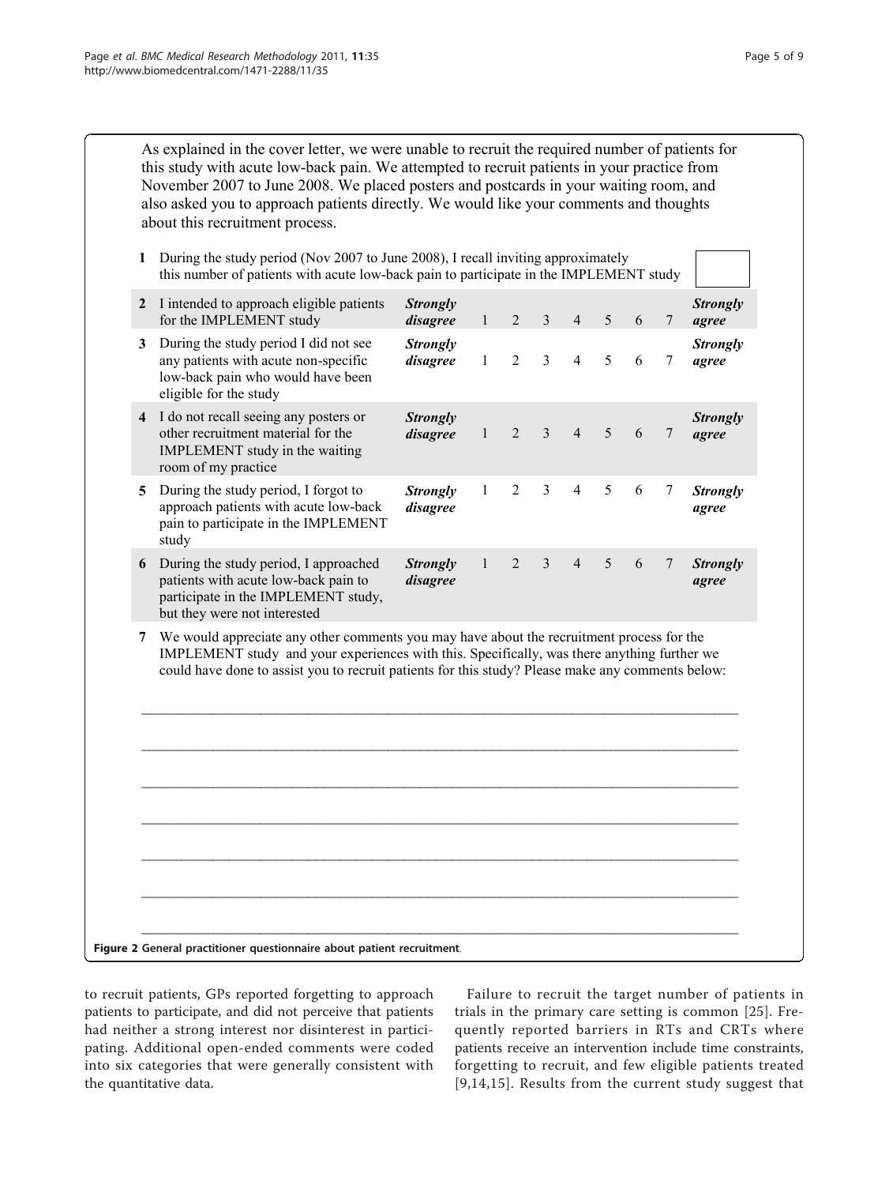As explained in the cover letter, we were unable to recruit the required number of patients for this study with acute low-back pain. We attempted to recruit patients in your practice from November 2007 to June 2008. We placed posters and postcards in your waiting room, and also asked you to approach patients directly. We would like your comments and thoughts about this recruitment process.

| | | | | | | | | | | |
|---|---|---|---|---|---|---|---|---|---|---|
| 1 | During the study period (Nov 2007 to June 2008), I recall inviting approximately this number of patients with acute low-back pain to participate in the IMPLEMENT study | | | | | | | | | |
| 2 | I intended to approach eligible patients for the IMPLEMENT study | ***Strongly disagree*** | 1 | 2 | 3 | 4 | 5 | 6 | 7 | ***Strongly agree*** |
| 3 | During the study period I did not see any patients with acute non-specific low-back pain who would have been eligible for the study | ***Strongly disagree*** | 1 | 2 | 3 | 4 | 5 | 6 | 7 | ***Strongly agree*** |
| 4 | I do not recall seeing any posters or other recruitment material for the IMPLEMENT study in the waiting room of my practice | ***Strongly disagree*** | 1 | 2 | 3 | 4 | 5 | 6 | 7 | ***Strongly agree*** |
| 5 | During the study period, I forgot to approach patients with acute low-back pain to participate in the IMPLEMENT study | ***Strongly disagree*** | 1 | 2 | 3 | 4 | 5 | 6 | 7 | ***Strongly agree*** |
| 6 | During the study period, I approached patients with acute low-back pain to participate in the IMPLEMENT study, but they were not interested | ***Strongly disagree*** | 1 | 2 | 3 | 4 | 5 | 6 | 7 | ***Strongly agree*** |

7 We would appreciate any other comments you may have about the recruitment process for the IMPLEMENT study and your experiences with this. Specifically, was there anything further we could have done to assist you to recruit patients for this study? Please make any comments below:

______________________________________________________________________________

______________________________________________________________________________

______________________________________________________________________________

______________________________________________________________________________

______________________________________________________________________________

______________________________________________________________________________

______________________________________________________________________________

**Figure 2 General practitioner questionnaire about patient recruitment.**

to recruit patients, GPs reported forgetting to approach patients to participate, and did not perceive that patients had neither a strong interest nor disinterest in participating. Additional open-ended comments were coded into six categories that were generally consistent with the quantitative data.

Failure to recruit the target number of patients in trials in the primary care setting is common [25]. Frequently reported barriers in RTs and CRTs where patients receive an intervention include time constraints, forgetting to recruit, and few eligible patients treated [9,14,15]. Results from the current study suggest that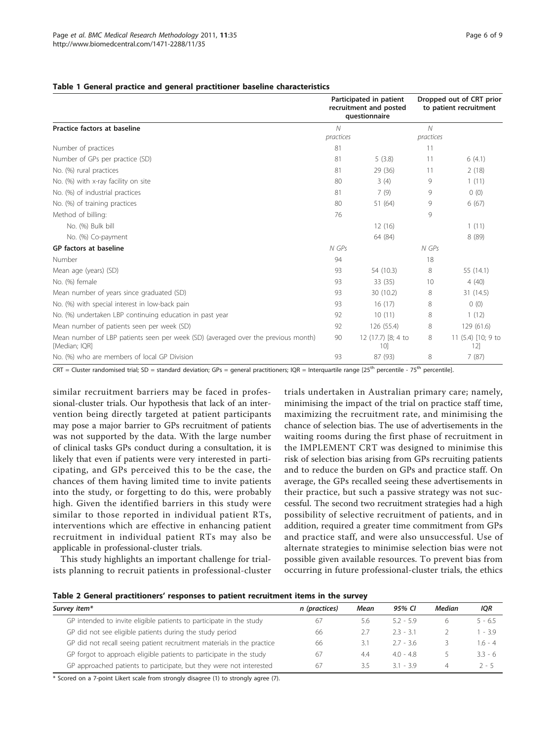**Table 1 General practice and general practitioner baseline characteristics**

| | Participated in patient recruitment and posted questionnaire | | Dropped out of CRT prior to patient recruitment | |
|---|---|---|---|---|
| **Practice factors at baseline** | *N practices* | | *N practices* | |
| Number of practices | 81 | | 11 | |
| Number of GPs per practice (SD) | 81 | 5 (3.8) | 11 | 6 (4.1) |
| No. (%) rural practices | 81 | 29 (36) | 11 | 2 (18) |
| No. (%) with x-ray facility on site | 80 | 3 (4) | 9 | 1 (11) |
| No. (%) of industrial practices | 81 | 7 (9) | 9 | 0 (0) |
| No. (%) of training practices | 80 | 51 (64) | 9 | 6 (67) |
| Method of billing: | 76 | | 9 | |
| No. (%) Bulk bill | | 12 (16) | | 1 (11) |
| No. (%) Co-payment | | 64 (84) | | 8 (89) |
| **GP factors at baseline** | *N GPs* | | *N GPs* | |
| Number | 94 | | 18 | |
| Mean age (years) (SD) | 93 | 54 (10.3) | 8 | 55 (14.1) |
| No. (%) female | 93 | 33 (35) | 10 | 4 (40) |
| Mean number of years since graduated (SD) | 93 | 30 (10.2) | 8 | 31 (14.5) |
| No. (%) with special interest in low-back pain | 93 | 16 (17) | 8 | 0 (0) |
| No. (%) undertaken LBP continuing education in past year | 92 | 10 (11) | 8 | 1 (12) |
| Mean number of patients seen per week (SD) | 92 | 126 (55.4) | 8 | 129 (61.6) |
| Mean number of LBP patients seen per week (SD) (averaged over the previous month) [Median; IQR] | 90 | 12 (17.7) [8; 4 to 10] | 8 | 11 (5.4) [10; 9 to 12] |
| No. (%) who are members of local GP Division | 93 | 87 (93) | 8 | 7 (87) |

CRT = Cluster randomised trial; SD = standard deviation; GPs = general practitioners; IQR = Interquartile range [25th percentile - 75th percentile].

similar recruitment barriers may be faced in professional-cluster trials. Our hypothesis that lack of an intervention being directly targeted at patient participants may pose a major barrier to GPs recruitment of patients was not supported by the data. With the large number of clinical tasks GPs conduct during a consultation, it is likely that even if patients were very interested in participating, and GPs perceived this to be the case, the chances of them having limited time to invite patients into the study, or forgetting to do this, were probably high. Given the identified barriers in this study were similar to those reported in individual patient RTs, interventions which are effective in enhancing patient recruitment in individual patient RTs may also be applicable in professional-cluster trials.

This study highlights an important challenge for trialists planning to recruit patients in professional-cluster trials undertaken in Australian primary care; namely, minimising the impact of the trial on practice staff time, maximizing the recruitment rate, and minimising the chance of selection bias. The use of advertisements in the waiting rooms during the first phase of recruitment in the IMPLEMENT CRT was designed to minimise this risk of selection bias arising from GPs recruiting patients and to reduce the burden on GPs and practice staff. On average, the GPs recalled seeing these advertisements in their practice, but such a passive strategy was not successful. The second two recruitment strategies had a high possibility of selective recruitment of patients, and in addition, required a greater time commitment from GPs and practice staff, and were also unsuccessful. Use of alternate strategies to minimise selection bias were not possible given available resources. To prevent bias from occurring in future professional-cluster trials, the ethics

**Table 2 General practitioners' responses to patient recruitment items in the survey**

| Survey item* | n (practices) | Mean | 95% CI | Median | IQR |
|---|---|---|---|---|---|
| GP intended to invite eligible patients to participate in the study | 67 | 5.6 | 5.2 - 5.9 | 6 | 5 - 6.5 |
| GP did not see eligible patients during the study period | 66 | 2.7 | 2.3 - 3.1 | 2 | 1 - 3.9 |
| GP did not recall seeing patient recruitment materials in the practice | 66 | 3.1 | 2.7 - 3.6 | 3 | 1.6 - 4 |
| GP forgot to approach eligible patients to participate in the study | 67 | 4.4 | 4.0 - 4.8 | 5 | 3.3 - 6 |
| GP approached patients to participate, but they were not interested | 67 | 3.5 | 3.1 - 3.9 | 4 | 2 - 5 |

* Scored on a 7-point Likert scale from strongly disagree (1) to strongly agree (7).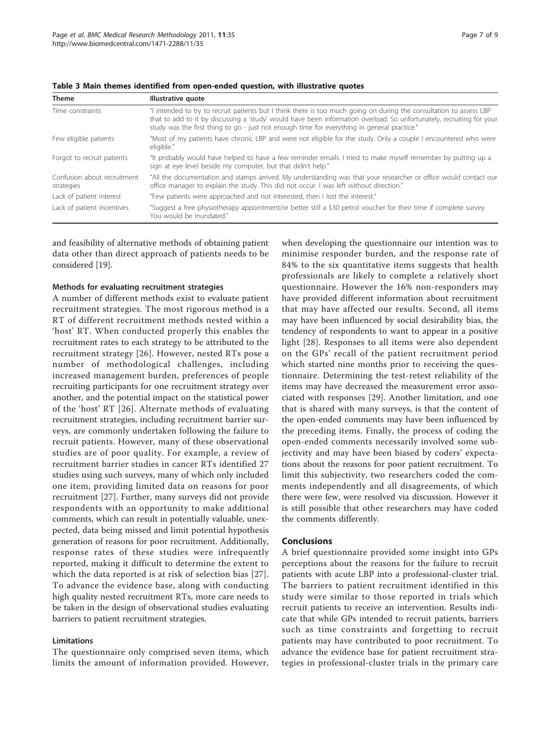Table 3 Main themes identified from open-ended question, with illustrative quotes

| Theme | Illustrative quote |
| --- | --- |
| Time constraints | "I intended to try to recruit patients but I think there is too much going on during the consultation to assess LBP that to add to it by discussing a 'study' would have been information overload. So unfortunately, recruiting for your study was the first thing to go - just not enough time for everything in general practice." |
| Few eligible patients | "Most of my patients have chronic LBP and were not eligible for the study. Only a couple I encountered who were eligible." |
| Forgot to recruit patients | "It probably would have helped to have a few reminder emails. I tried to make myself remember by putting up a sign at eye level beside my computer, but that didn't help." |
| Confusion about recruitment strategies | "All the documentation and stamps arrived. My understanding was that your researcher or office would contact our office manager to explain the study. This did not occur. I was left without direction." |
| Lack of patient interest | "Few patients were approached and not interested, then I lost the interest." |
| Lack of patient incentives | "Suggest a free physiotherapy appointment/or better still a $30 petrol voucher for their time if complete survey. You would be inundated." |

and feasibility of alternative methods of obtaining patient data other than direct approach of patients needs to be considered [19].

### Methods for evaluating recruitment strategies

A number of different methods exist to evaluate patient recruitment strategies. The most rigorous method is a RT of different recruitment methods nested within a 'host' RT. When conducted properly this enables the recruitment rates to each strategy to be attributed to the recruitment strategy [26]. However, nested RTs pose a number of methodological challenges, including increased management burden, preferences of people recruiting participants for one recruitment strategy over another, and the potential impact on the statistical power of the 'host' RT [26]. Alternate methods of evaluating recruitment strategies, including recruitment barrier surveys, are commonly undertaken following the failure to recruit patients. However, many of these observational studies are of poor quality. For example, a review of recruitment barrier studies in cancer RTs identified 27 studies using such surveys, many of which only included one item, providing limited data on reasons for poor recruitment [27]. Further, many surveys did not provide respondents with an opportunity to make additional comments, which can result in potentially valuable, unexpected, data being missed and limit potential hypothesis generation of reasons for poor recruitment. Additionally, response rates of these studies were infrequently reported, making it difficult to determine the extent to which the data reported is at risk of selection bias [27]. To advance the evidence base, along with conducting high quality nested recruitment RTs, more care needs to be taken in the design of observational studies evaluating barriers to patient recruitment strategies.

### Limitations

The questionnaire only comprised seven items, which limits the amount of information provided. However, when developing the questionnaire our intention was to minimise responder burden, and the response rate of 84% to the six quantitative items suggests that health professionals are likely to complete a relatively short questionnaire. However the 16% non-responders may have provided different information about recruitment that may have affected our results. Second, all items may have been influenced by social desirability bias, the tendency of respondents to want to appear in a positive light [28]. Responses to all items were also dependent on the GPs' recall of the patient recruitment period which started nine months prior to receiving the questionnaire. Determining the test-retest reliability of the items may have decreased the measurement error associated with responses [29]. Another limitation, and one that is shared with many surveys, is that the content of the open-ended comments may have been influenced by the preceding items. Finally, the process of coding the open-ended comments necessarily involved some subjectivity and may have been biased by coders' expectations about the reasons for poor patient recruitment. To limit this subjectivity, two researchers coded the comments independently and all disagreements, of which there were few, were resolved via discussion. However it is still possible that other researchers may have coded the comments differently.

## Conclusions

A brief questionnaire provided some insight into GPs perceptions about the reasons for the failure to recruit patients with acute LBP into a professional-cluster trial. The barriers to patient recruitment identified in this study were similar to those reported in trials which recruit patients to receive an intervention. Results indicate that while GPs intended to recruit patients, barriers such as time constraints and forgetting to recruit patients may have contributed to poor recruitment. To advance the evidence base for patient recruitment strategies in professional-cluster trials in the primary care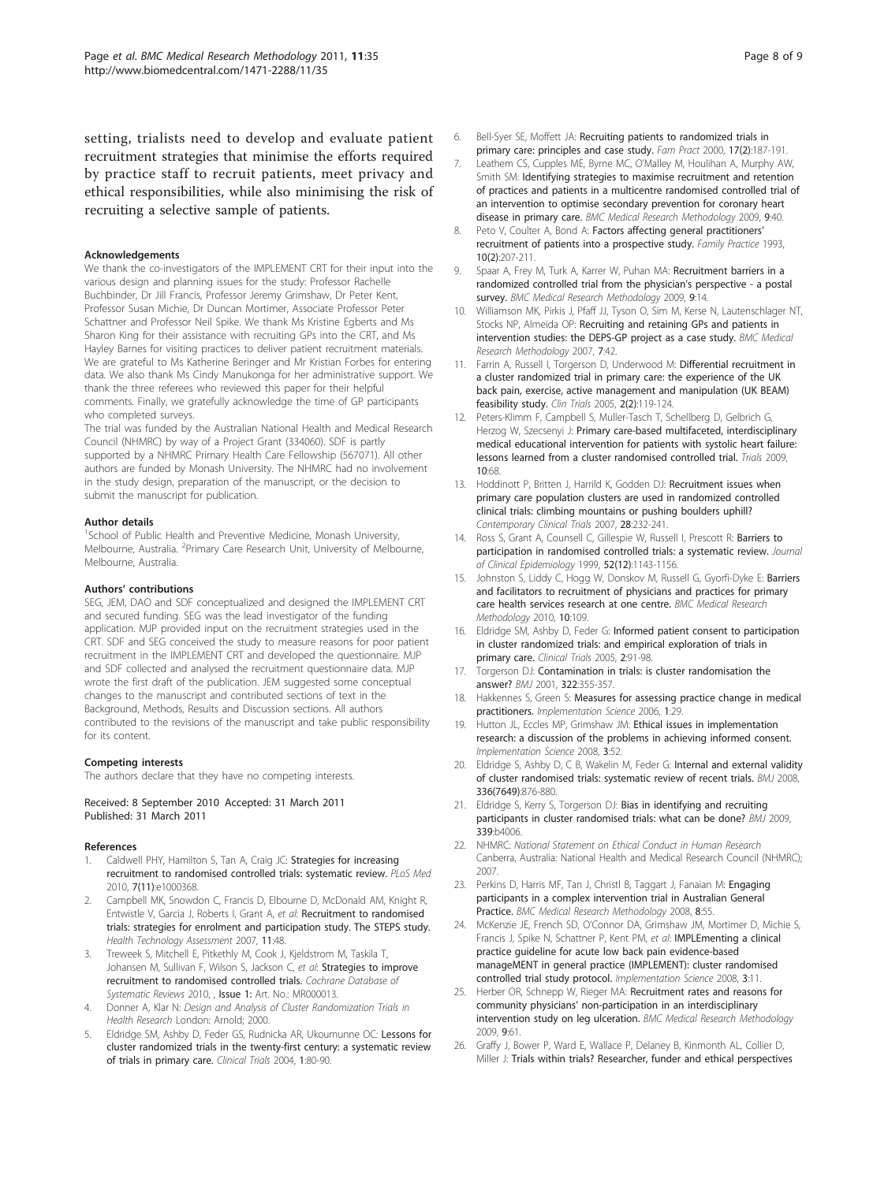setting, trialists need to develop and evaluate patient recruitment strategies that minimise the efforts required by practice staff to recruit patients, meet privacy and ethical responsibilities, while also minimising the risk of recruiting a selective sample of patients.

#### Acknowledgements

We thank the co-investigators of the IMPLEMENT CRT for their input into the various design and planning issues for the study: Professor Rachelle Buchbinder, Dr Jill Francis, Professor Jeremy Grimshaw, Dr Peter Kent, Professor Susan Michie, Dr Duncan Mortimer, Associate Professor Peter Schattner and Professor Neil Spike. We thank Ms Kristine Egberts and Ms Sharon King for their assistance with recruiting GPs into the CRT, and Ms Hayley Barnes for visiting practices to deliver patient recruitment materials. We are grateful to Ms Katherine Beringer and Mr Kristian Forbes for entering data. We also thank Ms Cindy Manukonga for her administrative support. We thank the three referees who reviewed this paper for their helpful comments. Finally, we gratefully acknowledge the time of GP participants who completed surveys.

The trial was funded by the Australian National Health and Medical Research Council (NHMRC) by way of a Project Grant (334060). SDF is partly supported by a NHMRC Primary Health Care Fellowship (567071). All other authors are funded by Monash University. The NHMRC had no involvement in the study design, preparation of the manuscript, or the decision to submit the manuscript for publication.

#### Author details

[1]School of Public Health and Preventive Medicine, Monash University, Melbourne, Australia. [2]Primary Care Research Unit, University of Melbourne, Melbourne, Australia.

#### Authors' contributions

SEG, JEM, DAO and SDF conceptualized and designed the IMPLEMENT CRT and secured funding. SEG was the lead investigator of the funding application. MJP provided input on the recruitment strategies used in the CRT. SDF and SEG conceived the study to measure reasons for poor patient recruitment in the IMPLEMENT CRT and developed the questionnaire. MJP and SDF collected and analysed the recruitment questionnaire data. MJP wrote the first draft of the publication. JEM suggested some conceptual changes to the manuscript and contributed sections of text in the Background, Methods, Results and Discussion sections. All authors contributed to the revisions of the manuscript and take public responsibility for its content.

#### Competing interests

The authors declare that they have no competing interests.

Received: 8 September 2010 Accepted: 31 March 2011
Published: 31 March 2011

#### References

1. Caldwell PHY, Hamilton S, Tan A, Craig JC: **Strategies for increasing recruitment to randomised controlled trials: systematic review.** *PLoS Med* 2010, **7(11)**:e1000368.
2. Campbell MK, Snowdon C, Francis D, Elbourne D, McDonald AM, Knight R, Entwistle V, Garcia J, Roberts I, Grant A, *et al*: **Recruitment to randomised trials: strategies for enrolment and participation study. The STEPS study.** *Health Technology Assessment* 2007, **11**:48.
3. Treweek S, Mitchell E, Pitkethly M, Cook J, Kjeldstrom M, Taskila T, Johansen M, Sullivan F, Wilson S, Jackson C, *et al*: **Strategies to improve recruitment to randomised controlled trials.** *Cochrane Database of Systematic Reviews* 2010, , **Issue 1:** Art. No.: MR000013.
4. Donner A, Klar N: *Design and Analysis of Cluster Randomization Trials in Health Research* London: Arnold; 2000.
5. Eldridge SM, Ashby D, Feder GS, Rudnicka AR, Ukoumunne OC: **Lessons for cluster randomized trials in the twenty-first century: a systematic review of trials in primary care.** *Clinical Trials* 2004, **1**:80-90.
6. Bell-Syer SE, Moffett JA: **Recruiting patients to randomized trials in primary care: principles and case study.** *Fam Pract* 2000, **17(2)**:187-191.
7. Leathem CS, Cupples ME, Byrne MC, O'Malley M, Houlihan A, Murphy AW, Smith SM: **Identifying strategies to maximise recruitment and retention of practices and patients in a multicentre randomised controlled trial of an intervention to optimise secondary prevention for coronary heart disease in primary care.** *BMC Medical Research Methodology* 2009, **9**:40.
8. Peto V, Coulter A, Bond A: **Factors affecting general practitioners' recruitment of patients into a prospective study.** *Family Practice* 1993, **10(2)**:207-211.
9. Spaar A, Frey M, Turk A, Karrer W, Puhan MA: **Recruitment barriers in a randomized controlled trial from the physician's perspective - a postal survey.** *BMC Medical Research Methodology* 2009, **9**:14.
10. Williamson MK, Pirkis J, Pfaff JJ, Tyson O, Sim M, Kerse N, Lautenschlager NT, Stocks NP, Almeida OP: **Recruiting and retaining GPs and patients in intervention studies: the DEPS-GP project as a case study.** *BMC Medical Research Methodology* 2007, **7**:42.
11. Farrin A, Russell I, Torgerson D, Underwood M: **Differential recruitment in a cluster randomized trial in primary care: the experience of the UK back pain, exercise, active management and manipulation (UK BEAM) feasibility study.** *Clin Trials* 2005, **2(2)**:119-124.
12. Peters-Klimm F, Campbell S, Muller-Tasch T, Schellberg D, Gelbrich G, Herzog W, Szecsenyi J: **Primary care-based multifaceted, interdisciplinary medical educational intervention for patients with systolic heart failure: lessons learned from a cluster randomised controlled trial.** *Trials* 2009, **10**:68.
13. Hoddinott P, Britten J, Harrild K, Godden DJ: **Recruitment issues when primary care population clusters are used in randomized controlled clinical trials: climbing mountains or pushing boulders uphill?** *Contemporary Clinical Trials* 2007, **28**:232-241.
14. Ross S, Grant A, Counsell C, Gillespie W, Russell I, Prescott R: **Barriers to participation in randomised controlled trials: a systematic review.** *Journal of Clinical Epidemiology* 1999, **52(12)**:1143-1156.
15. Johnston S, Liddy C, Hogg W, Donskov M, Russell G, Gyorfi-Dyke E: **Barriers and facilitators to recruitment of physicians and practices for primary care health services research at one centre.** *BMC Medical Research Methodology* 2010, **10**:109.
16. Eldridge SM, Ashby D, Feder G: **Informed patient consent to participation in cluster randomized trials: and empirical exploration of trials in primary care.** *Clinical Trials* 2005, **2**:91-98.
17. Torgerson DJ: **Contamination in trials: is cluster randomisation the answer?** *BMJ* 2001, **322**:355-357.
18. Hakkennes S, Green S: **Measures for assessing practice change in medical practitioners.** *Implementation Science* 2006, **1**:29.
19. Hutton JL, Eccles MP, Grimshaw JM: **Ethical issues in implementation research: a discussion of the problems in achieving informed consent.** *Implementation Science* 2008, **3**:52.
20. Eldridge S, Ashby D, C B, Wakelin M, Feder G: **Internal and external validity of cluster randomised trials: systematic review of recent trials.** *BMJ* 2008, **336(7649)**:876-880.
21. Eldridge S, Kerry S, Torgerson DJ: **Bias in identifying and recruiting participants in cluster randomised trials: what can be done?** *BMJ* 2009, **339**:b4006.
22. NHMRC: *National Statement on Ethical Conduct in Human Research* Canberra, Australia: National Health and Medical Research Council (NHMRC); 2007.
23. Perkins D, Harris MF, Tan J, Christl B, Taggart J, Fanaian M: **Engaging participants in a complex intervention trial in Australian General Practice.** *BMC Medical Research Methodology* 2008, **8**:55.
24. McKenzie JE, French SD, O'Connor DA, Grimshaw JM, Mortimer D, Michie S, Francis J, Spike N, Schattner P, Kent PM, *et al*: **IMPLEmenting a clinical practice guideline for acute low back pain evidence-based manageMENT in general practice (IMPLEMENT): cluster randomised controlled trial study protocol.** *Implementation Science* 2008, **3**:11.
25. Herber OR, Schnepp W, Rieger MA: **Recruitment rates and reasons for community physicians' non-participation in an interdisciplinary intervention study on leg ulceration.** *BMC Medical Research Methodology* 2009, **9**:61.
26. Graffy J, Bower P, Ward E, Wallace P, Delaney B, Kinmonth AL, Collier D, Miller J: **Trials within trials? Researcher, funder and ethical perspectives**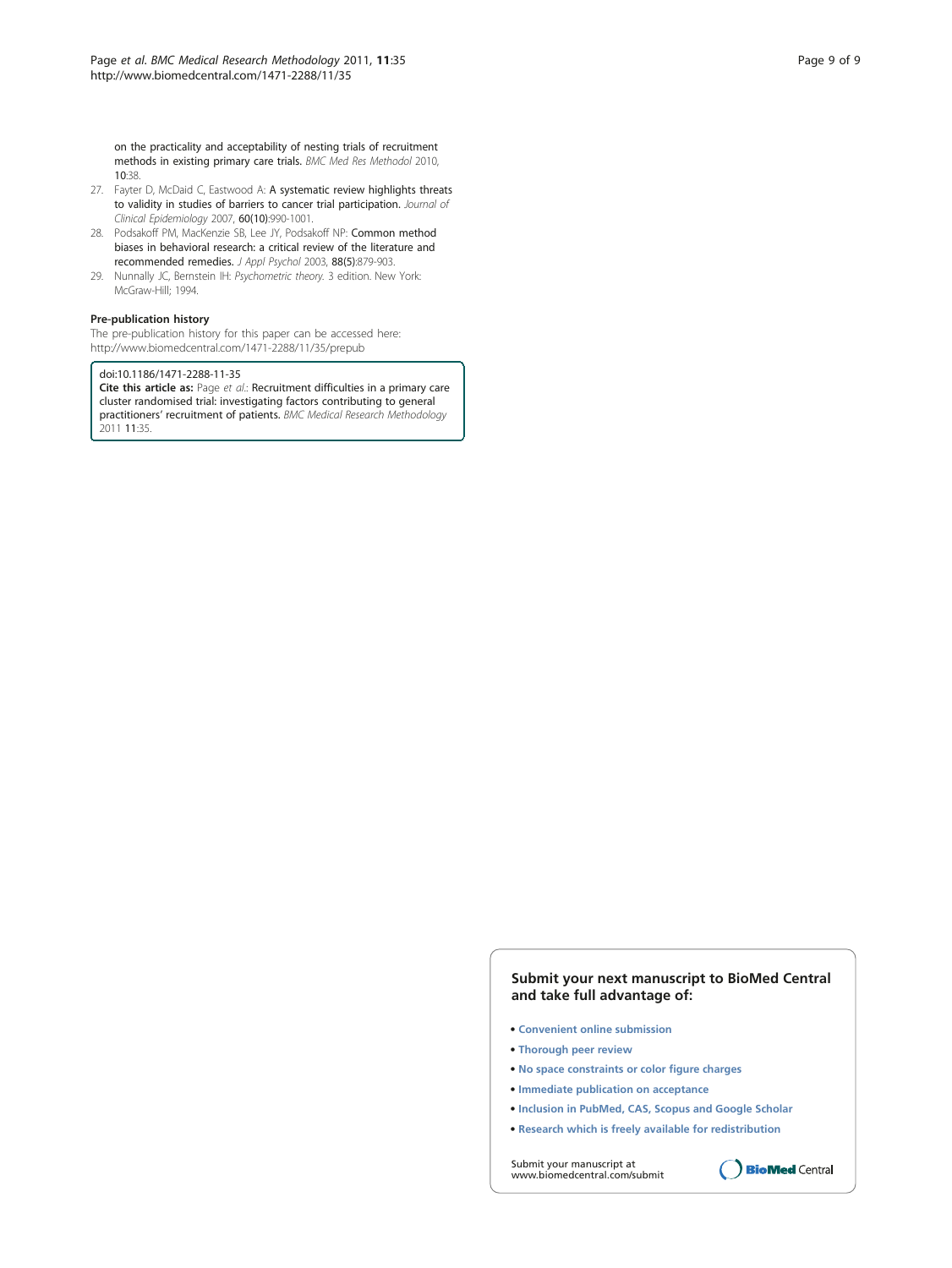on the practicality and acceptability of nesting trials of recruitment methods in existing primary care trials. *BMC Med Res Methodol* 2010, **10**:38.

27. Fayter D, McDaid C, Eastwood A: **A systematic review highlights threats to validity in studies of barriers to cancer trial participation.** *Journal of Clinical Epidemiology* 2007, **60(10)**:990-1001.
28. Podsakoff PM, MacKenzie SB, Lee JY, Podsakoff NP: **Common method biases in behavioral research: a critical review of the literature and recommended remedies.** *J Appl Psychol* 2003, **88(5)**:879-903.
29. Nunnally JC, Bernstein IH: *Psychometric theory.* 3 edition. New York: McGraw-Hill; 1994.

**Pre-publication history**

The pre-publication history for this paper can be accessed here: http://www.biomedcentral.com/1471-2288/11/35/prepub

doi:10.1186/1471-2288-11-35

**Cite this article as:** Page *et al.*: **Recruitment difficulties in a primary care cluster randomised trial: investigating factors contributing to general practitioners' recruitment of patients.** *BMC Medical Research Methodology* 2011 **11**:35.

**Submit your next manuscript to BioMed Central and take full advantage of:**

- Convenient online submission
- Thorough peer review
- No space constraints or color figure charges
- Immediate publication on acceptance
- Inclusion in PubMed, CAS, Scopus and Google Scholar
- Research which is freely available for redistribution

Submit your manuscript at www.biomedcentral.com/submit

BioMed Central